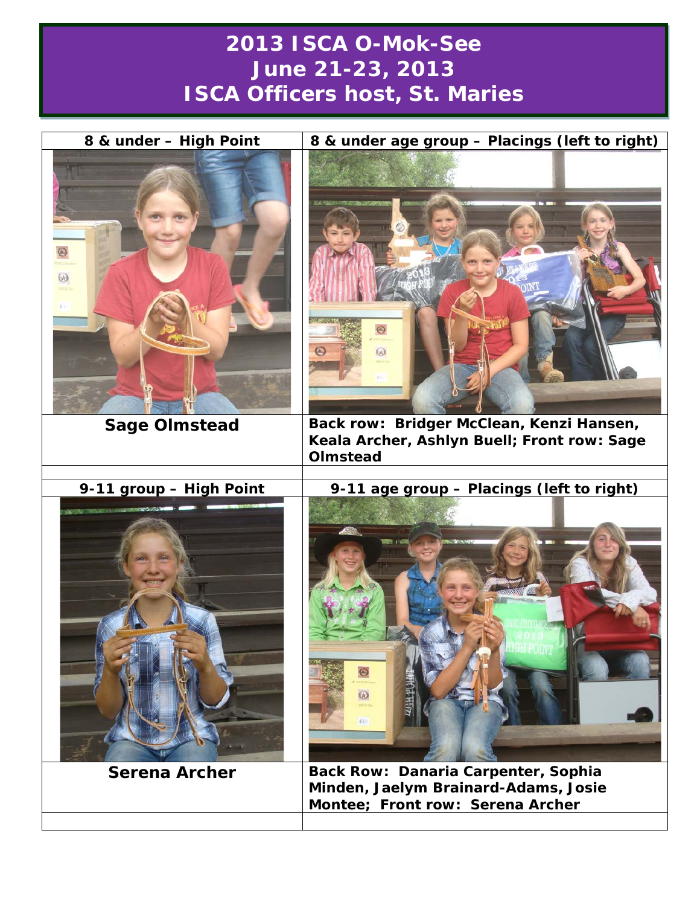# 2013 ISCA O-Mok-See
# June 21-23, 2013
# ISCA Officers host, St. Maries

| 8 & under – High Point | 8 & under age group – Placings (left to right) |
|---|---|
| | |
| **Sage Olmstead** | **Back row: Bridger McClean, Kenzi Hansen, Keala Archer, Ashlyn Buell; Front row: Sage Olmstead** |
| | |
| **9-11 group – High Point** | **9-11 age group – Placings (left to right)** |
| | |
| **Serena Archer** | **Back Row: Danaria Carpenter, Sophia Minden, Jaelym Brainard-Adams, Josie Montee; Front row: Serena Archer** |
| | |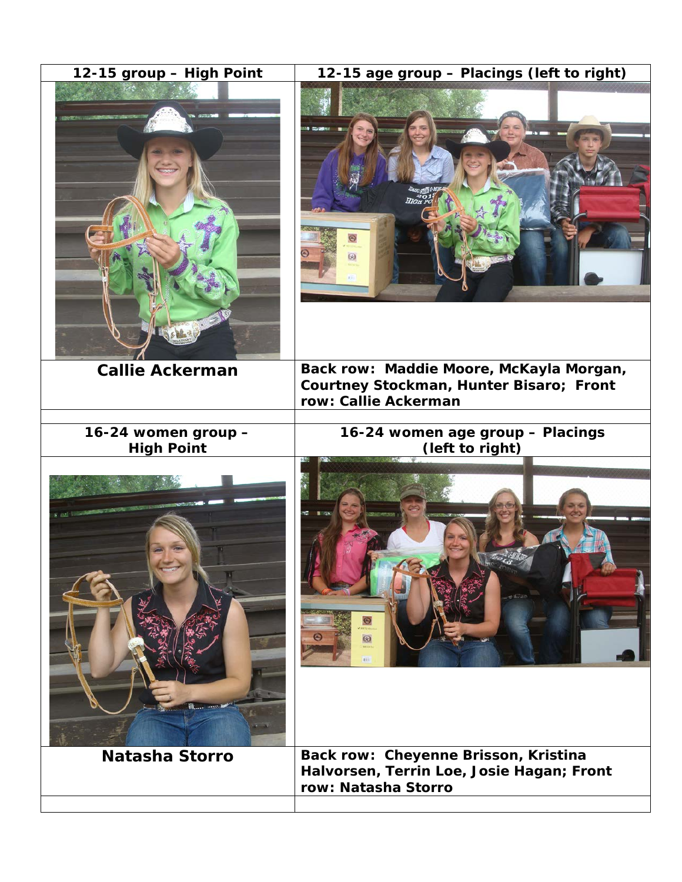| 12-15 group – High Point | 12-15 age group – Placings (left to right) |
| --- | --- |
| | |
| **Callie Ackerman** | **Back row: Maddie Moore, McKayla Morgan, Courtney Stockman, Hunter Bisaro; Front row: Callie Ackerman** |
| | |
| **16-24 women group – High Point** | **16-24 women age group – Placings (left to right)** |
| | |
| **Natasha Storro** | **Back row: Cheyenne Brisson, Kristina Halvorsen, Terrin Loe, Josie Hagan; Front row: Natasha Storro** |
| | |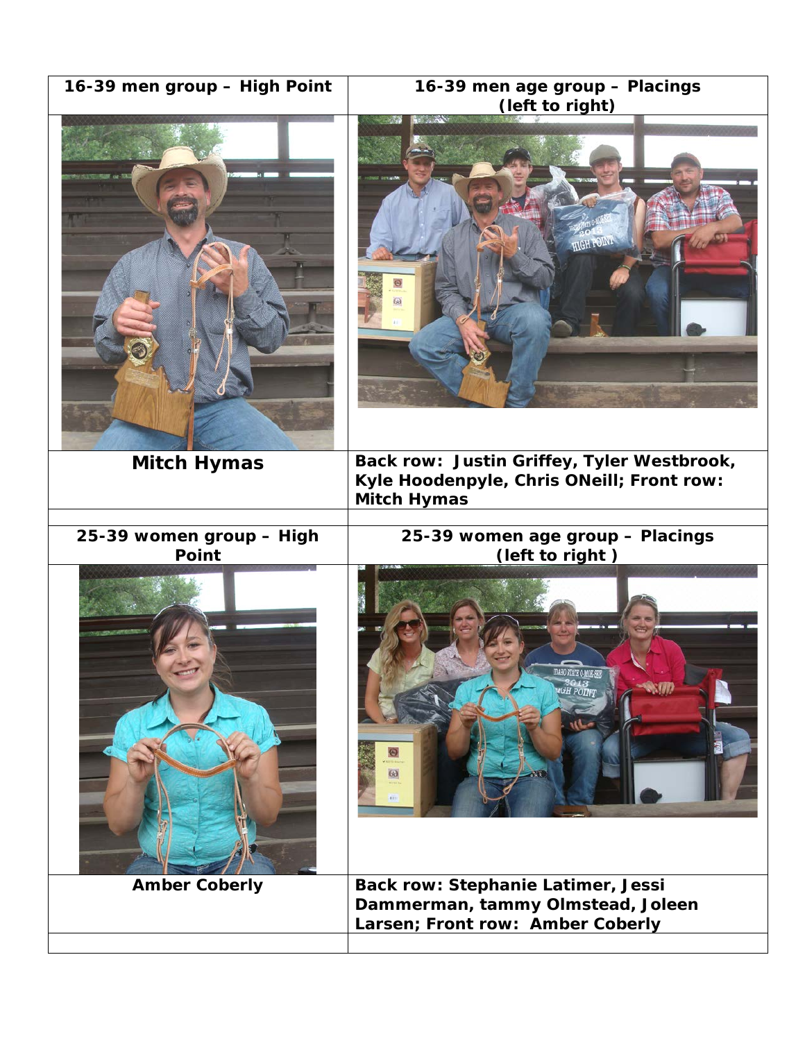| 16-39 men group – High Point | 16-39 men age group – Placings (left to right) |
| --- | --- |
| | |
| **Mitch Hymas** | **Back row: Justin Griffey, Tyler Westbrook, Kyle Hoodenpyle, Chris ONeill; Front row: Mitch Hymas** |
| | |
| **25-39 women group – High Point** | **25-39 women age group – Placings (left to right )** |
| | |
| **Amber Coberly** | **Back row: Stephanie Latimer, Jessi Dammerman, tammy Olmstead, Joleen Larsen; Front row: Amber Coberly** |
| | |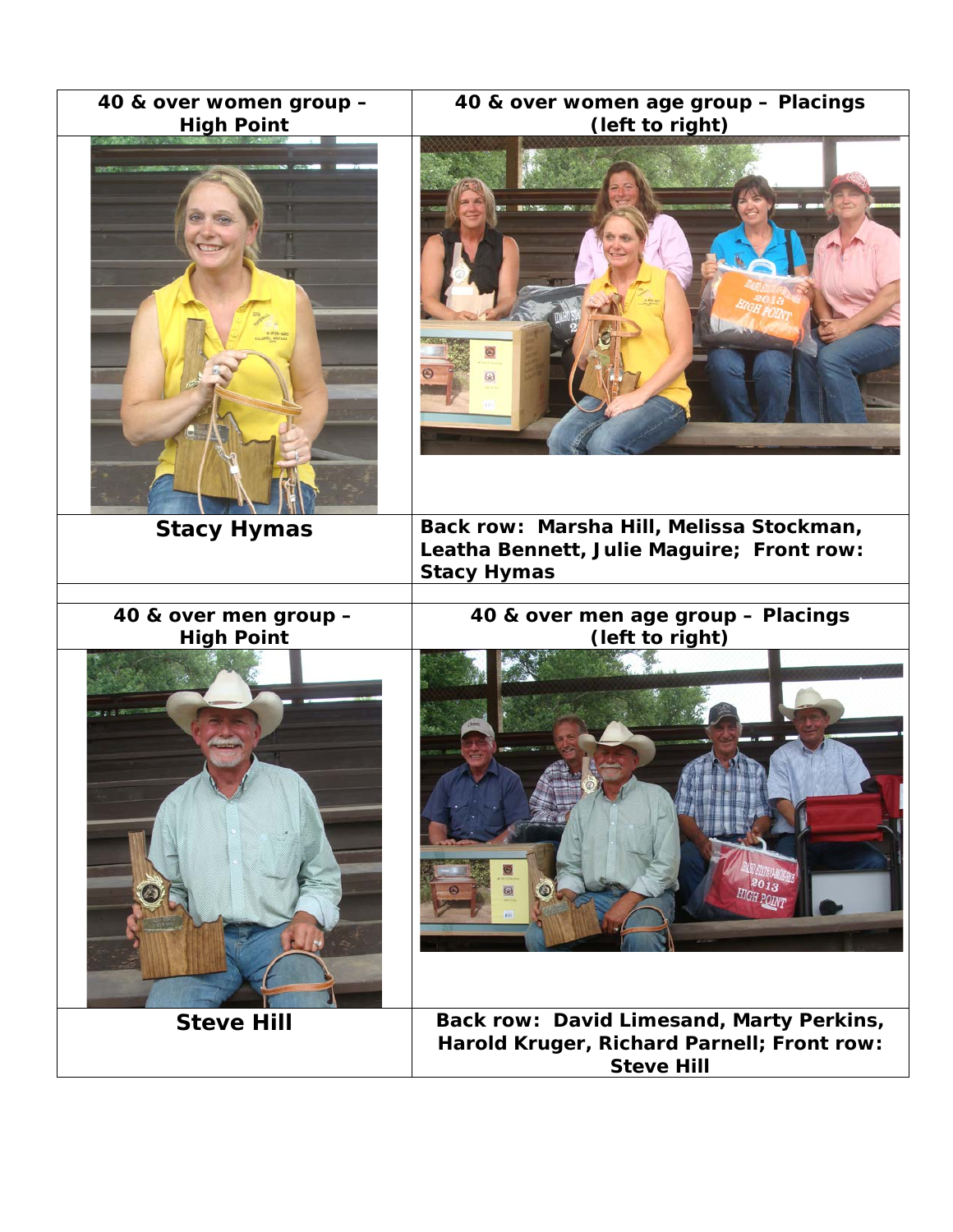| 40 & over women group – High Point | 40 & over women age group – Placings (left to right) |
| --- | --- |
| | |
| Stacy Hymas | Back row: Marsha Hill, Melissa Stockman, Leatha Bennett, Julie Maguire; Front row: Stacy Hymas |

| 40 & over men group – High Point | 40 & over men age group – Placings (left to right) |
| --- | --- |
| | |
| Steve Hill | Back row: David Limesand, Marty Perkins, Harold Kruger, Richard Parnell; Front row: Steve Hill |